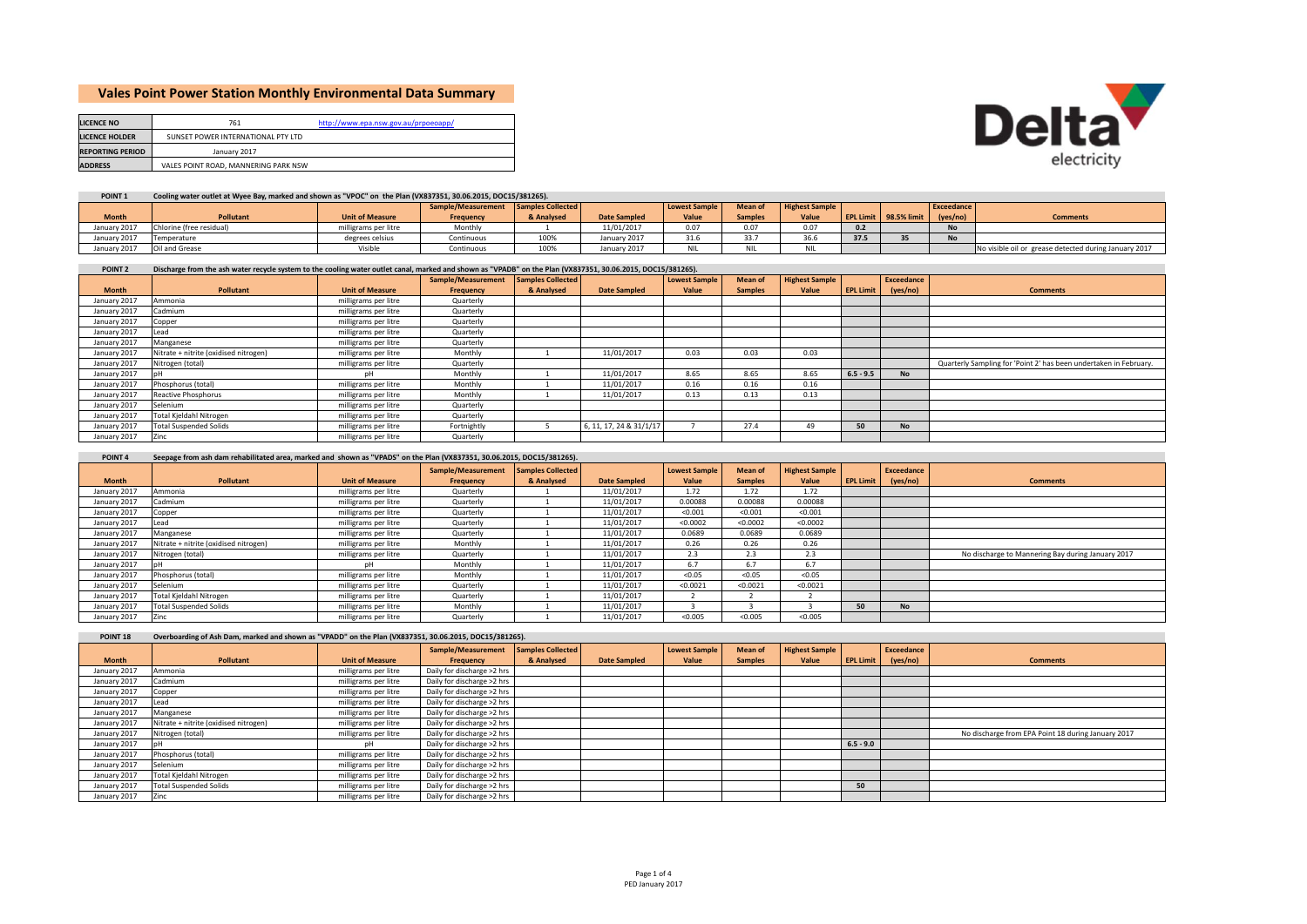# Vales Point Power Station Monthly Environmental Data Summary

| | | |
|---|---|---|
| **LICENCE NO** | 761 | http://www.epa.nsw.gov.au/prpoeoapp/ |
| **LICENCE HOLDER** | SUNSET POWER INTERNATIONAL PTY LTD | |
| **REPORTING PERIOD** | January 2017 | |
| **ADDRESS** | VALES POINT ROAD, MANNERING PARK NSW | |

**POINT 1** Cooling water outlet at Wyee Bay, marked and shown as "VPOC" on the Plan (VX837351, 30.06.2015, DOC15/381265).

| Month | Pollutant | Unit of Measure | Sample/Measurement Frequency | Samples Collected & Analysed | Date Sampled | Lowest Sample Value | Mean of Samples | Highest Sample Value | EPL Limit | 98.5% limit | Exceedance (yes/no) | Comments |
|---|---|---|---|---|---|---|---|---|---|---|---|---|
| January 2017 | Chlorine (free residual) | milligrams per litre | Monthly | 1 | 11/01/2017 | 0.07 | 0.07 | 0.07 | 0.2 | | No | |
| January 2017 | Temperature | degrees celsius | Continuous | 100% | January 2017 | 31.6 | 33.7 | 36.6 | 37.5 | 35 | No | |
| January 2017 | Oil and Grease | Visible | Continuous | 100% | January 2017 | NIL | NIL | NIL | | | | No visible oil or grease detected during January 2017 |

**POINT 2** Discharge from the ash water recycle system to the cooling water outlet canal, marked and shown as "VPADB" on the Plan (VX837351, 30.06.2015, DOC15/381265).

| Month | Pollutant | Unit of Measure | Sample/Measurement Frequency | Samples Collected & Analysed | Date Sampled | Lowest Sample Value | Mean of Samples | Highest Sample Value | EPL Limit | Exceedance (yes/no) | Comments |
|---|---|---|---|---|---|---|---|---|---|---|---|
| January 2017 | Ammonia | milligrams per litre | Quarterly | | | | | | | | |
| January 2017 | Cadmium | milligrams per litre | Quarterly | | | | | | | | |
| January 2017 | Copper | milligrams per litre | Quarterly | | | | | | | | |
| January 2017 | Lead | milligrams per litre | Quarterly | | | | | | | | |
| January 2017 | Manganese | milligrams per litre | Quarterly | | | | | | | | |
| January 2017 | Nitrate + nitrite (oxidised nitrogen) | milligrams per litre | Monthly | 1 | 11/01/2017 | 0.03 | 0.03 | 0.03 | | | |
| January 2017 | Nitrogen (total) | milligrams per litre | Quarterly | | | | | | | | Quarterly Sampling for 'Point 2' has been undertaken in February. |
| January 2017 | pH | pH | Monthly | 1 | 11/01/2017 | 8.65 | 8.65 | 8.65 | 6.5 - 9.5 | No | |
| January 2017 | Phosphorus (total) | milligrams per litre | Monthly | 1 | 11/01/2017 | 0.16 | 0.16 | 0.16 | | | |
| January 2017 | Reactive Phosphorus | milligrams per litre | Monthly | 1 | 11/01/2017 | 0.13 | 0.13 | 0.13 | | | |
| January 2017 | Selenium | milligrams per litre | Quarterly | | | | | | | | |
| January 2017 | Total Kjeldahl Nitrogen | milligrams per litre | Quarterly | | | | | | | | |
| January 2017 | Total Suspended Solids | milligrams per litre | Fortnightly | 5 | 6, 11, 17, 24 & 31/1/17 | 7 | 27.4 | 49 | 50 | No | |
| January 2017 | Zinc | milligrams per litre | Quarterly | | | | | | | | |

**POINT 4** Seepage from ash dam rehabilitated area, marked and shown as "VPADS" on the Plan (VX837351, 30.06.2015, DOC15/381265).

| Month | Pollutant | Unit of Measure | Sample/Measurement Frequency | Samples Collected & Analysed | Date Sampled | Lowest Sample Value | Mean of Samples | Highest Sample Value | EPL Limit | Exceedance (yes/no) | Comments |
|---|---|---|---|---|---|---|---|---|---|---|---|
| January 2017 | Ammonia | milligrams per litre | Quarterly | 1 | 11/01/2017 | 1.72 | 1.72 | 1.72 | | | |
| January 2017 | Cadmium | milligrams per litre | Quarterly | 1 | 11/01/2017 | 0.00088 | 0.00088 | 0.00088 | | | |
| January 2017 | Copper | milligrams per litre | Quarterly | 1 | 11/01/2017 | <0.001 | <0.001 | <0.001 | | | |
| January 2017 | Lead | milligrams per litre | Quarterly | 1 | 11/01/2017 | <0.0002 | <0.0002 | <0.0002 | | | |
| January 2017 | Manganese | milligrams per litre | Quarterly | 1 | 11/01/2017 | 0.0689 | 0.0689 | 0.0689 | | | |
| January 2017 | Nitrate + nitrite (oxidised nitrogen) | milligrams per litre | Monthly | 1 | 11/01/2017 | 0.26 | 0.26 | 0.26 | | | |
| January 2017 | Nitrogen (total) | milligrams per litre | Quarterly | 1 | 11/01/2017 | 2.3 | 2.3 | 2.3 | | | No discharge to Mannering Bay during January 2017 |
| January 2017 | pH | pH | Monthly | 1 | 11/01/2017 | 6.7 | 6.7 | 6.7 | | | |
| January 2017 | Phosphorus (total) | milligrams per litre | Monthly | 1 | 11/01/2017 | <0.05 | <0.05 | <0.05 | | | |
| January 2017 | Selenium | milligrams per litre | Quarterly | 1 | 11/01/2017 | <0.0021 | <0.0021 | <0.0021 | | | |
| January 2017 | Total Kjeldahl Nitrogen | milligrams per litre | Quarterly | 1 | 11/01/2017 | 2 | 2 | 2 | | | |
| January 2017 | Total Suspended Solids | milligrams per litre | Monthly | 1 | 11/01/2017 | 3 | 3 | 3 | 50 | No | |
| January 2017 | Zinc | milligrams per litre | Quarterly | 1 | 11/01/2017 | <0.005 | <0.005 | <0.005 | | | |

**POINT 18** Overboarding of Ash Dam, marked and shown as "VPADD" on the Plan (VX837351, 30.06.2015, DOC15/381265).

| Month | Pollutant | Unit of Measure | Sample/Measurement Frequency | Samples Collected & Analysed | Date Sampled | Lowest Sample Value | Mean of Samples | Highest Sample Value | EPL Limit | Exceedance (yes/no) | Comments |
|---|---|---|---|---|---|---|---|---|---|---|---|
| January 2017 | Ammonia | milligrams per litre | Daily for discharge >2 hrs | | | | | | | | |
| January 2017 | Cadmium | milligrams per litre | Daily for discharge >2 hrs | | | | | | | | |
| January 2017 | Copper | milligrams per litre | Daily for discharge >2 hrs | | | | | | | | |
| January 2017 | Lead | milligrams per litre | Daily for discharge >2 hrs | | | | | | | | |
| January 2017 | Manganese | milligrams per litre | Daily for discharge >2 hrs | | | | | | | | |
| January 2017 | Nitrate + nitrite (oxidised nitrogen) | milligrams per litre | Daily for discharge >2 hrs | | | | | | | | |
| January 2017 | Nitrogen (total) | milligrams per litre | Daily for discharge >2 hrs | | | | | | | | No discharge from EPA Point 18 during January 2017 |
| January 2017 | pH | pH | Daily for discharge >2 hrs | | | | | | 6.5 - 9.0 | | |
| January 2017 | Phosphorus (total) | milligrams per litre | Daily for discharge >2 hrs | | | | | | | | |
| January 2017 | Selenium | milligrams per litre | Daily for discharge >2 hrs | | | | | | | | |
| January 2017 | Total Kjeldahl Nitrogen | milligrams per litre | Daily for discharge >2 hrs | | | | | | | | |
| January 2017 | Total Suspended Solids | milligrams per litre | Daily for discharge >2 hrs | | | | | | 50 | | |
| January 2017 | Zinc | milligrams per litre | Daily for discharge >2 hrs | | | | | | | | |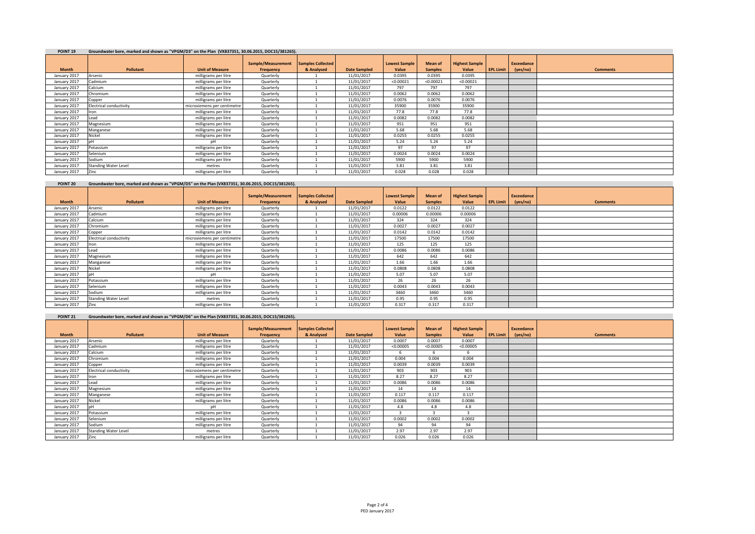**POINT 19** Groundwater bore, marked and shown as "VPGM/D3" on the Plan (VX837351, 30.06.2015, DOC15/381265).

| Month | Pollutant | Unit of Measure | Sample/Measurement Frequency | Samples Collected & Analysed | Date Sampled | Lowest Sample Value | Mean of Samples | Highest Sample Value | EPL Limit | Exceedance (yes/no) | Comments |
|---|---|---|---|---|---|---|---|---|---|---|---|
| January 2017 | Arsenic | milligrams per litre | Quarterly | 1 | 11/01/2017 | 0.0395 | 0.0395 | 0.0395 | | | |
| January 2017 | Cadmium | milligrams per litre | Quarterly | 1 | 11/01/2017 | <0.00021 | <0.00021 | <0.00021 | | | |
| January 2017 | Calcium | milligrams per litre | Quarterly | 1 | 11/01/2017 | 797 | 797 | 797 | | | |
| January 2017 | Chromium | milligrams per litre | Quarterly | 1 | 11/01/2017 | 0.0062 | 0.0062 | 0.0062 | | | |
| January 2017 | Copper | milligrams per litre | Quarterly | 1 | 11/01/2017 | 0.0076 | 0.0076 | 0.0076 | | | |
| January 2017 | Electrical conductivity | microsiemens per centimetre | Quarterly | 1 | 11/01/2017 | 35900 | 35900 | 35900 | | | |
| January 2017 | Iron | milligrams per litre | Quarterly | 1 | 11/01/2017 | 77.8 | 77.8 | 77.8 | | | |
| January 2017 | Lead | milligrams per litre | Quarterly | 1 | 11/01/2017 | 0.0082 | 0.0082 | 0.0082 | | | |
| January 2017 | Magnesium | milligrams per litre | Quarterly | 1 | 11/01/2017 | 951 | 951 | 951 | | | |
| January 2017 | Manganese | milligrams per litre | Quarterly | 1 | 11/01/2017 | 5.68 | 5.68 | 5.68 | | | |
| January 2017 | Nickel | milligrams per litre | Quarterly | 1 | 11/01/2017 | 0.0255 | 0.0255 | 0.0255 | | | |
| January 2017 | pH | pH | Quarterly | 1 | 11/01/2017 | 5.24 | 5.24 | 5.24 | | | |
| January 2017 | Potassium | milligrams per litre | Quarterly | 1 | 11/01/2017 | 97 | 97 | 97 | | | |
| January 2017 | Selenium | milligrams per litre | Quarterly | 1 | 11/01/2017 | 0.0024 | 0.0024 | 0.0024 | | | |
| January 2017 | Sodium | milligrams per litre | Quarterly | 1 | 11/01/2017 | 5900 | 5900 | 5900 | | | |
| January 2017 | Standing Water Level | metres | Quarterly | 1 | 11/01/2017 | 3.81 | 3.81 | 3.81 | | | |
| January 2017 | Zinc | milligrams per litre | Quarterly | 1 | 11/01/2017 | 0.028 | 0.028 | 0.028 | | | |

**POINT 20** Groundwater bore, marked and shown as "VPGM/D5" on the Plan (VX837351, 30.06.2015, DOC15/381265).

| Month | Pollutant | Unit of Measure | Sample/Measurement Frequency | Samples Collected & Analysed | Date Sampled | Lowest Sample Value | Mean of Samples | Highest Sample Value | EPL Limit | Exceedance (yes/no) | Comments |
|---|---|---|---|---|---|---|---|---|---|---|---|
| January 2017 | Arsenic | milligrams per litre | Quarterly | 1 | 11/01/2017 | 0.0122 | 0.0122 | 0.0122 | | | |
| January 2017 | Cadmium | milligrams per litre | Quarterly | 1 | 11/01/2017 | 0.00006 | 0.00006 | 0.00006 | | | |
| January 2017 | Calcium | milligrams per litre | Quarterly | 1 | 11/01/2017 | 324 | 324 | 324 | | | |
| January 2017 | Chromium | milligrams per litre | Quarterly | 1 | 11/01/2017 | 0.0027 | 0.0027 | 0.0027 | | | |
| January 2017 | Copper | milligrams per litre | Quarterly | 1 | 11/01/2017 | 0.0142 | 0.0142 | 0.0142 | | | |
| January 2017 | Electrical conductivity | microsiemens per centimetre | Quarterly | 1 | 11/01/2017 | 17500 | 17500 | 17500 | | | |
| January 2017 | Iron | milligrams per litre | Quarterly | 1 | 11/01/2017 | 125 | 125 | 125 | | | |
| January 2017 | Lead | milligrams per litre | Quarterly | 1 | 11/01/2017 | 0.0086 | 0.0086 | 0.0086 | | | |
| January 2017 | Magnesium | milligrams per litre | Quarterly | 1 | 11/01/2017 | 642 | 642 | 642 | | | |
| January 2017 | Manganese | milligrams per litre | Quarterly | 1 | 11/01/2017 | 1.66 | 1.66 | 1.66 | | | |
| January 2017 | Nickel | milligrams per litre | Quarterly | 1 | 11/01/2017 | 0.0808 | 0.0808 | 0.0808 | | | |
| January 2017 | pH | pH | Quarterly | 1 | 11/01/2017 | 5.07 | 5.07 | 5.07 | | | |
| January 2017 | Potassium | milligrams per litre | Quarterly | 1 | 11/01/2017 | 26 | 26 | 26 | | | |
| January 2017 | Selenium | milligrams per litre | Quarterly | 1 | 11/01/2017 | 0.0043 | 0.0043 | 0.0043 | | | |
| January 2017 | Sodium | milligrams per litre | Quarterly | 1 | 11/01/2017 | 3460 | 3460 | 3460 | | | |
| January 2017 | Standing Water Level | metres | Quarterly | 1 | 11/01/2017 | 0.95 | 0.95 | 0.95 | | | |
| January 2017 | Zinc | milligrams per litre | Quarterly | 1 | 11/01/2017 | 0.317 | 0.317 | 0.317 | | | |

**POINT 21** Groundwater bore, marked and shown as "VPGM/D6" on the Plan (VX837351, 30.06.2015, DOC15/381265).

| Month | Pollutant | Unit of Measure | Sample/Measurement Frequency | Samples Collected & Analysed | Date Sampled | Lowest Sample Value | Mean of Samples | Highest Sample Value | EPL Limit | Exceedance (yes/no) | Comments |
|---|---|---|---|---|---|---|---|---|---|---|---|
| January 2017 | Arsenic | milligrams per litre | Quarterly | 1 | 11/01/2017 | 0.0007 | 0.0007 | 0.0007 | | | |
| January 2017 | Cadmium | milligrams per litre | Quarterly | 1 | 11/01/2017 | <0.00005 | <0.00005 | <0.00005 | | | |
| January 2017 | Calcium | milligrams per litre | Quarterly | 1 | 11/01/2017 | 6 | 6 | 6 | | | |
| January 2017 | Chromium | milligrams per litre | Quarterly | 1 | 11/01/2017 | 0.004 | 0.004 | 0.004 | | | |
| January 2017 | Copper | milligrams per litre | Quarterly | 1 | 11/01/2017 | 0.0039 | 0.0039 | 0.0039 | | | |
| January 2017 | Electrical conductivity | microsiemens per centimetre | Quarterly | 1 | 11/01/2017 | 903 | 903 | 903 | | | |
| January 2017 | Iron | milligrams per litre | Quarterly | 1 | 11/01/2017 | 8.27 | 8.27 | 8.27 | | | |
| January 2017 | Lead | milligrams per litre | Quarterly | 1 | 11/01/2017 | 0.0086 | 0.0086 | 0.0086 | | | |
| January 2017 | Magnesium | milligrams per litre | Quarterly | 1 | 11/01/2017 | 14 | 14 | 14 | | | |
| January 2017 | Manganese | milligrams per litre | Quarterly | 1 | 11/01/2017 | 0.117 | 0.117 | 0.117 | | | |
| January 2017 | Nickel | milligrams per litre | Quarterly | 1 | 11/01/2017 | 0.0086 | 0.0086 | 0.0086 | | | |
| January 2017 | pH | pH | Quarterly | 1 | 11/01/2017 | 4.8 | 4.8 | 4.8 | | | |
| January 2017 | Potassium | milligrams per litre | Quarterly | 1 | 11/01/2017 | 3 | 3 | 3 | | | |
| January 2017 | Selenium | milligrams per litre | Quarterly | 1 | 11/01/2017 | 0.0002 | 0.0002 | 0.0002 | | | |
| January 2017 | Sodium | milligrams per litre | Quarterly | 1 | 11/01/2017 | 94 | 94 | 94 | | | |
| January 2017 | Standing Water Level | metres | Quarterly | 1 | 11/01/2017 | 2.97 | 2.97 | 2.97 | | | |
| January 2017 | Zinc | milligrams per litre | Quarterly | 1 | 11/01/2017 | 0.026 | 0.026 | 0.026 | | | |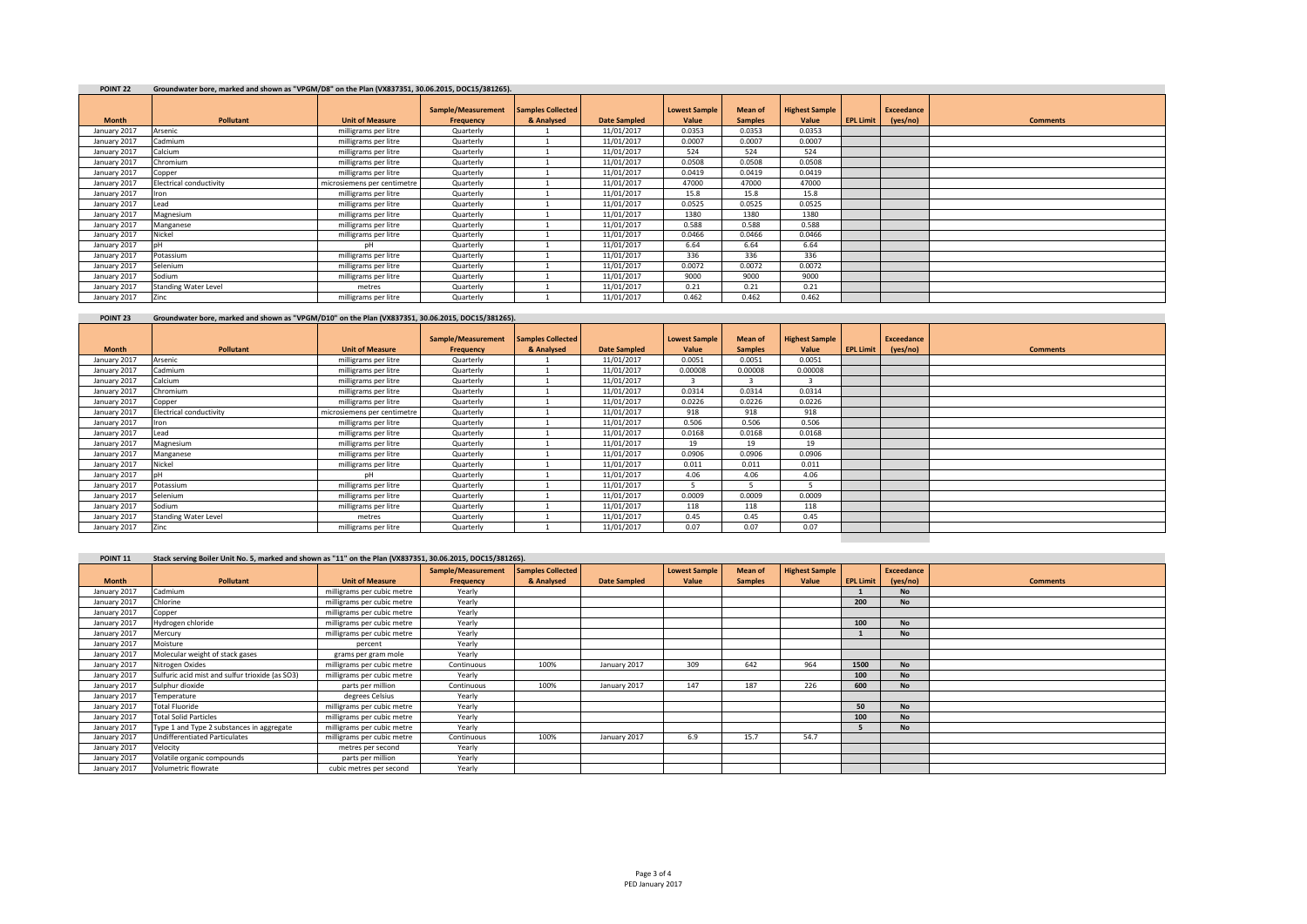**POINT 22** Groundwater bore, marked and shown as "VPGM/D8" on the Plan (VX837351, 30.06.2015, DOC15/381265).

| Month | Pollutant | Unit of Measure | Sample/Measurement Frequency | Samples Collected & Analysed | Date Sampled | Lowest Sample Value | Mean of Samples | Highest Sample Value | EPL Limit | Exceedance (yes/no) | Comments |
|---|---|---|---|---|---|---|---|---|---|---|---|
| January 2017 | Arsenic | milligrams per litre | Quarterly | 1 | 11/01/2017 | 0.0353 | 0.0353 | 0.0353 | | | |
| January 2017 | Cadmium | milligrams per litre | Quarterly | 1 | 11/01/2017 | 0.0007 | 0.0007 | 0.0007 | | | |
| January 2017 | Calcium | milligrams per litre | Quarterly | 1 | 11/01/2017 | 524 | 524 | 524 | | | |
| January 2017 | Chromium | milligrams per litre | Quarterly | 1 | 11/01/2017 | 0.0508 | 0.0508 | 0.0508 | | | |
| January 2017 | Copper | milligrams per litre | Quarterly | 1 | 11/01/2017 | 0.0419 | 0.0419 | 0.0419 | | | |
| January 2017 | Electrical conductivity | microsiemens per centimetre | Quarterly | 1 | 11/01/2017 | 47000 | 47000 | 47000 | | | |
| January 2017 | Iron | milligrams per litre | Quarterly | 1 | 11/01/2017 | 15.8 | 15.8 | 15.8 | | | |
| January 2017 | Lead | milligrams per litre | Quarterly | 1 | 11/01/2017 | 0.0525 | 0.0525 | 0.0525 | | | |
| January 2017 | Magnesium | milligrams per litre | Quarterly | 1 | 11/01/2017 | 1380 | 1380 | 1380 | | | |
| January 2017 | Manganese | milligrams per litre | Quarterly | 1 | 11/01/2017 | 0.588 | 0.588 | 0.588 | | | |
| January 2017 | Nickel | milligrams per litre | Quarterly | 1 | 11/01/2017 | 0.0466 | 0.0466 | 0.0466 | | | |
| January 2017 | pH | pH | Quarterly | 1 | 11/01/2017 | 6.64 | 6.64 | 6.64 | | | |
| January 2017 | Potassium | milligrams per litre | Quarterly | 1 | 11/01/2017 | 336 | 336 | 336 | | | |
| January 2017 | Selenium | milligrams per litre | Quarterly | 1 | 11/01/2017 | 0.0072 | 0.0072 | 0.0072 | | | |
| January 2017 | Sodium | milligrams per litre | Quarterly | 1 | 11/01/2017 | 9000 | 9000 | 9000 | | | |
| January 2017 | Standing Water Level | metres | Quarterly | 1 | 11/01/2017 | 0.21 | 0.21 | 0.21 | | | |
| January 2017 | Zinc | milligrams per litre | Quarterly | 1 | 11/01/2017 | 0.462 | 0.462 | 0.462 | | | |

**POINT 23** Groundwater bore, marked and shown as "VPGM/D10" on the Plan (VX837351, 30.06.2015, DOC15/381265).

| Month | Pollutant | Unit of Measure | Sample/Measurement Frequency | Samples Collected & Analysed | Date Sampled | Lowest Sample Value | Mean of Samples | Highest Sample Value | EPL Limit | Exceedance (yes/no) | Comments |
|---|---|---|---|---|---|---|---|---|---|---|---|
| January 2017 | Arsenic | milligrams per litre | Quarterly | 1 | 11/01/2017 | 0.0051 | 0.0051 | 0.0051 | | | |
| January 2017 | Cadmium | milligrams per litre | Quarterly | 1 | 11/01/2017 | 0.00008 | 0.00008 | 0.00008 | | | |
| January 2017 | Calcium | milligrams per litre | Quarterly | 1 | 11/01/2017 | 3 | 3 | 3 | | | |
| January 2017 | Chromium | milligrams per litre | Quarterly | 1 | 11/01/2017 | 0.0314 | 0.0314 | 0.0314 | | | |
| January 2017 | Copper | milligrams per litre | Quarterly | 1 | 11/01/2017 | 0.0226 | 0.0226 | 0.0226 | | | |
| January 2017 | Electrical conductivity | microsiemens per centimetre | Quarterly | 1 | 11/01/2017 | 918 | 918 | 918 | | | |
| January 2017 | Iron | milligrams per litre | Quarterly | 1 | 11/01/2017 | 0.506 | 0.506 | 0.506 | | | |
| January 2017 | Lead | milligrams per litre | Quarterly | 1 | 11/01/2017 | 0.0168 | 0.0168 | 0.0168 | | | |
| January 2017 | Magnesium | milligrams per litre | Quarterly | 1 | 11/01/2017 | 19 | 19 | 19 | | | |
| January 2017 | Manganese | milligrams per litre | Quarterly | 1 | 11/01/2017 | 0.0906 | 0.0906 | 0.0906 | | | |
| January 2017 | Nickel | milligrams per litre | Quarterly | 1 | 11/01/2017 | 0.011 | 0.011 | 0.011 | | | |
| January 2017 | pH | pH | Quarterly | 1 | 11/01/2017 | 4.06 | 4.06 | 4.06 | | | |
| January 2017 | Potassium | milligrams per litre | Quarterly | 1 | 11/01/2017 | 5 | 5 | 5 | | | |
| January 2017 | Selenium | milligrams per litre | Quarterly | 1 | 11/01/2017 | 0.0009 | 0.0009 | 0.0009 | | | |
| January 2017 | Sodium | milligrams per litre | Quarterly | 1 | 11/01/2017 | 118 | 118 | 118 | | | |
| January 2017 | Standing Water Level | metres | Quarterly | 1 | 11/01/2017 | 0.45 | 0.45 | 0.45 | | | |
| January 2017 | Zinc | milligrams per litre | Quarterly | 1 | 11/01/2017 | 0.07 | 0.07 | 0.07 | | | |

**POINT 11** Stack serving Boiler Unit No. 5, marked and shown as "11" on the Plan (VX837351, 30.06.2015, DOC15/381265).

| Month | Pollutant | Unit of Measure | Sample/Measurement Frequency | Samples Collected & Analysed | Date Sampled | Lowest Sample Value | Mean of Samples | Highest Sample Value | EPL Limit | Exceedance (yes/no) | Comments |
|---|---|---|---|---|---|---|---|---|---|---|---|
| January 2017 | Cadmium | milligrams per cubic metre | Yearly | | | | | | 1 | No | |
| January 2017 | Chlorine | milligrams per cubic metre | Yearly | | | | | | 200 | No | |
| January 2017 | Copper | milligrams per cubic metre | Yearly | | | | | | | | |
| January 2017 | Hydrogen chloride | milligrams per cubic metre | Yearly | | | | | | 100 | No | |
| January 2017 | Mercury | milligrams per cubic metre | Yearly | | | | | | 1 | No | |
| January 2017 | Moisture | percent | Yearly | | | | | | | | |
| January 2017 | Molecular weight of stack gases | grams per gram mole | Yearly | | | | | | | | |
| January 2017 | Nitrogen Oxides | milligrams per cubic metre | Continuous | 100% | January 2017 | 309 | 642 | 964 | 1500 | No | |
| January 2017 | Sulfuric acid mist and sulfur trioxide (as SO3) | milligrams per cubic metre | Yearly | | | | | | 100 | No | |
| January 2017 | Sulphur dioxide | parts per million | Continuous | 100% | January 2017 | 147 | 187 | 226 | 600 | No | |
| January 2017 | Temperature | degrees Celsius | Yearly | | | | | | | | |
| January 2017 | Total Fluoride | milligrams per cubic metre | Yearly | | | | | | 50 | No | |
| January 2017 | Total Solid Particles | milligrams per cubic metre | Yearly | | | | | | 100 | No | |
| January 2017 | Type 1 and Type 2 substances in aggregate | milligrams per cubic metre | Yearly | | | | | | 5 | No | |
| January 2017 | Undifferentiated Particulates | milligrams per cubic metre | Continuous | 100% | January 2017 | 6.9 | 15.7 | 54.7 | | | |
| January 2017 | Velocity | metres per second | Yearly | | | | | | | | |
| January 2017 | Volatile organic compounds | parts per million | Yearly | | | | | | | | |
| January 2017 | Volumetric flowrate | cubic metres per second | Yearly | | | | | | | | |

PED January 2017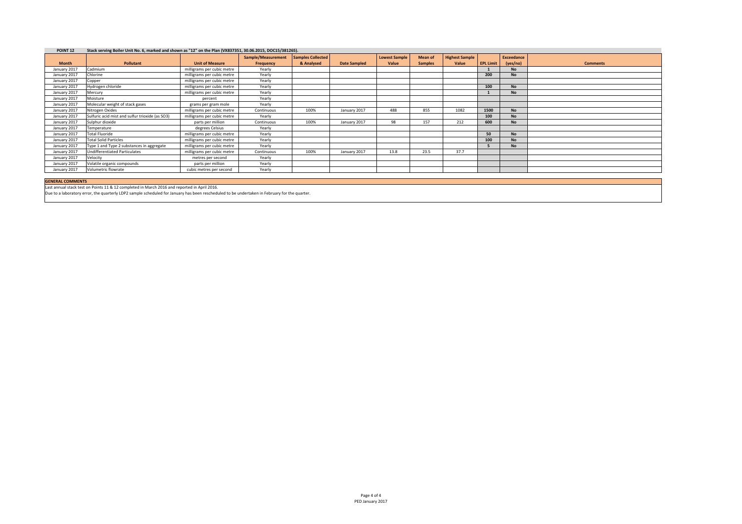**POINT 12** Stack serving Boiler Unit No. 6, marked and shown as "12" on the Plan (VX837351, 30.06.2015, DOC15/381265).

| Month | Pollutant | Unit of Measure | Sample/Measurement Frequency | Samples Collected & Analysed | Date Sampled | Lowest Sample Value | Mean of Samples | Highest Sample Value | EPL Limit | Exceedance (yes/no) | Comments |
|---|---|---|---|---|---|---|---|---|---|---|---|
| January 2017 | Cadmium | milligrams per cubic metre | Yearly | | | | | | 1 | No | |
| January 2017 | Chlorine | milligrams per cubic metre | Yearly | | | | | | 200 | No | |
| January 2017 | Copper | milligrams per cubic metre | Yearly | | | | | | | | |
| January 2017 | Hydrogen chloride | milligrams per cubic metre | Yearly | | | | | | 100 | No | |
| January 2017 | Mercury | milligrams per cubic metre | Yearly | | | | | | 1 | No | |
| January 2017 | Moisture | percent | Yearly | | | | | | | | |
| January 2017 | Molecular weight of stack gases | grams per gram mole | Yearly | | | | | | | | |
| January 2017 | Nitrogen Oxides | milligrams per cubic metre | Continuous | 100% | January 2017 | 488 | 855 | 1082 | 1500 | No | |
| January 2017 | Sulfuric acid mist and sulfur trioxide (as SO3) | milligrams per cubic metre | Yearly | | | | | | 100 | No | |
| January 2017 | Sulphur dioxide | parts per million | Continuous | 100% | January 2017 | 98 | 157 | 212 | 600 | No | |
| January 2017 | Temperature | degrees Celsius | Yearly | | | | | | | | |
| January 2017 | Total Fluoride | milligrams per cubic metre | Yearly | | | | | | 50 | No | |
| January 2017 | Total Solid Particles | milligrams per cubic metre | Yearly | | | | | | 100 | No | |
| January 2017 | Type 1 and Type 2 substances in aggregate | milligrams per cubic metre | Yearly | | | | | | 5 | No | |
| January 2017 | Undifferentiated Particulates | milligrams per cubic metre | Continuous | 100% | January 2017 | 13.8 | 23.5 | 37.7 | | | |
| January 2017 | Velocity | metres per second | Yearly | | | | | | | | |
| January 2017 | Volatile organic compounds | parts per million | Yearly | | | | | | | | |
| January 2017 | Volumetric flowrate | cubic metres per second | Yearly | | | | | | | | |

**GENERAL COMMENTS**

Last annual stack test on Points 11 & 12 completed in March 2016 and reported in April 2016.

Due to a laboratory error, the quarterly LDP2 sample scheduled for January has been rescheduled to be undertaken in February for the quarter.